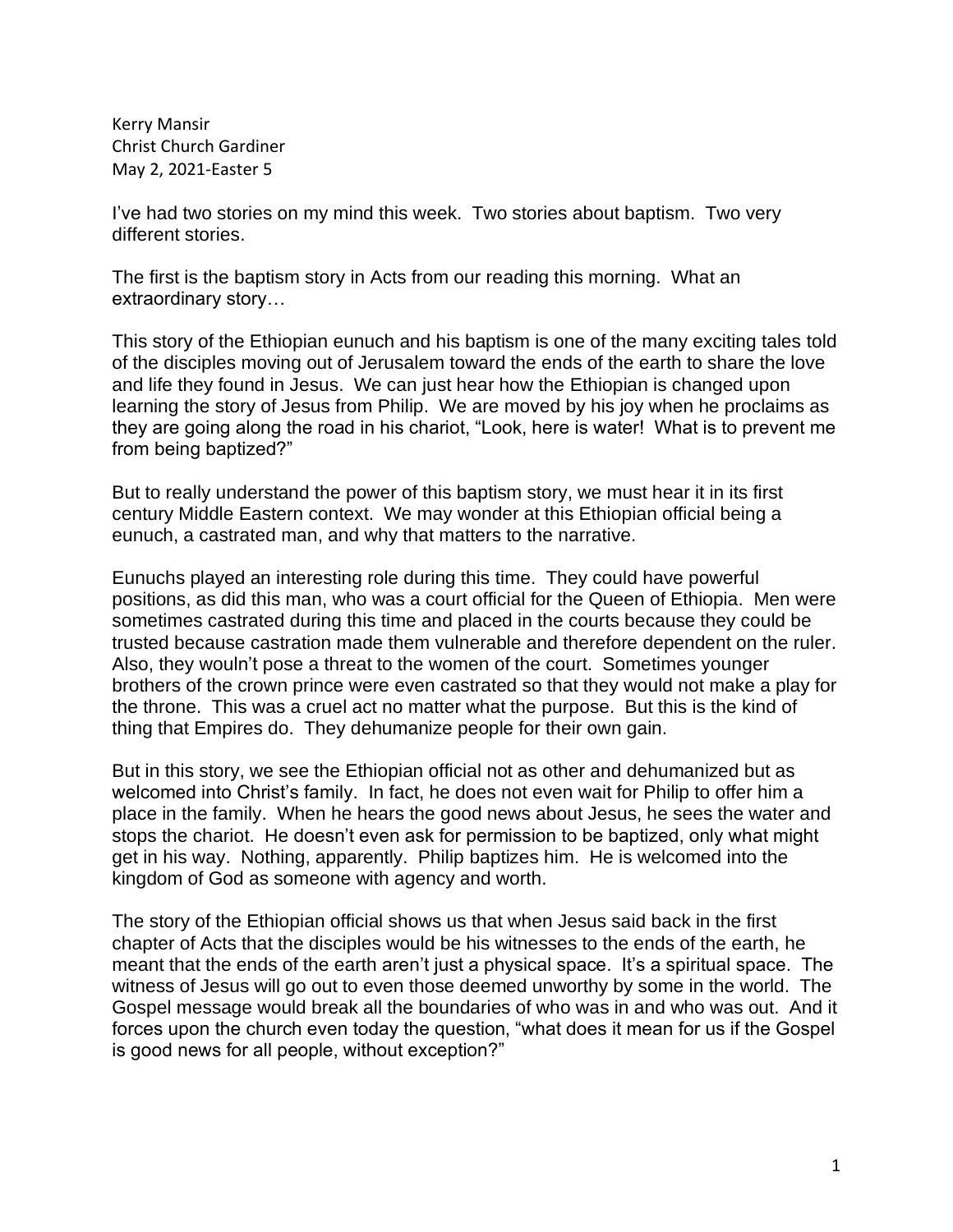Kerry Mansir
Christ Church Gardiner
May 2, 2021-Easter 5

I've had two stories on my mind this week. Two stories about baptism. Two very different stories.

The first is the baptism story in Acts from our reading this morning. What an extraordinary story…

This story of the Ethiopian eunuch and his baptism is one of the many exciting tales told of the disciples moving out of Jerusalem toward the ends of the earth to share the love and life they found in Jesus. We can just hear how the Ethiopian is changed upon learning the story of Jesus from Philip. We are moved by his joy when he proclaims as they are going along the road in his chariot, "Look, here is water! What is to prevent me from being baptized?"

But to really understand the power of this baptism story, we must hear it in its first century Middle Eastern context. We may wonder at this Ethiopian official being a eunuch, a castrated man, and why that matters to the narrative.

Eunuchs played an interesting role during this time. They could have powerful positions, as did this man, who was a court official for the Queen of Ethiopia. Men were sometimes castrated during this time and placed in the courts because they could be trusted because castration made them vulnerable and therefore dependent on the ruler. Also, they wouln't pose a threat to the women of the court. Sometimes younger brothers of the crown prince were even castrated so that they would not make a play for the throne. This was a cruel act no matter what the purpose. But this is the kind of thing that Empires do. They dehumanize people for their own gain.

But in this story, we see the Ethiopian official not as other and dehumanized but as welcomed into Christ's family. In fact, he does not even wait for Philip to offer him a place in the family. When he hears the good news about Jesus, he sees the water and stops the chariot. He doesn't even ask for permission to be baptized, only what might get in his way. Nothing, apparently. Philip baptizes him. He is welcomed into the kingdom of God as someone with agency and worth.

The story of the Ethiopian official shows us that when Jesus said back in the first chapter of Acts that the disciples would be his witnesses to the ends of the earth, he meant that the ends of the earth aren't just a physical space. It's a spiritual space. The witness of Jesus will go out to even those deemed unworthy by some in the world. The Gospel message would break all the boundaries of who was in and who was out. And it forces upon the church even today the question, "what does it mean for us if the Gospel is good news for all people, without exception?"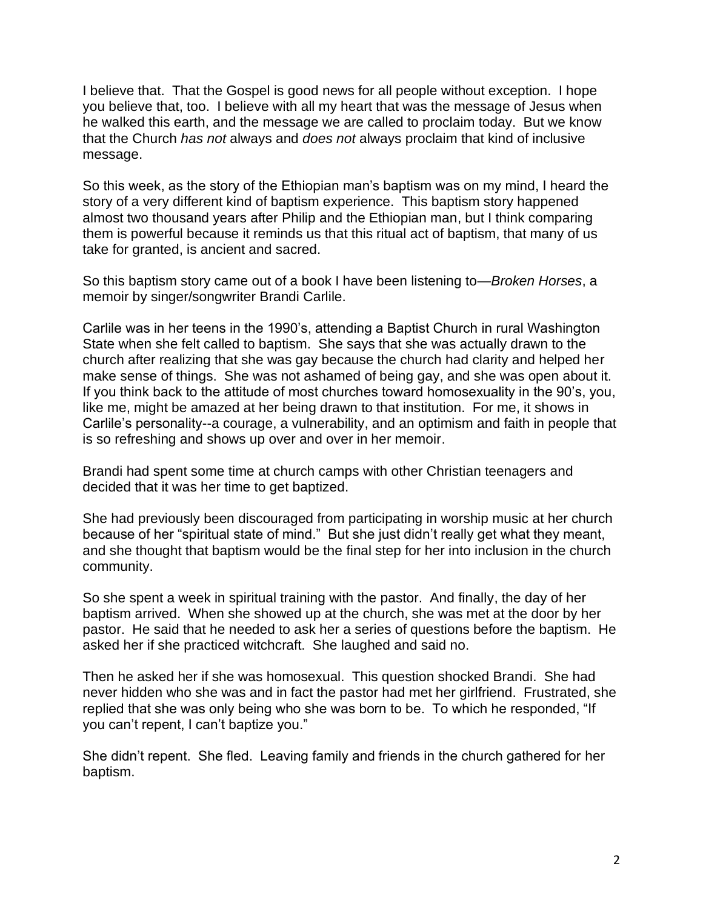I believe that. That the Gospel is good news for all people without exception. I hope you believe that, too. I believe with all my heart that was the message of Jesus when he walked this earth, and the message we are called to proclaim today. But we know that the Church *has not* always and *does not* always proclaim that kind of inclusive message.

So this week, as the story of the Ethiopian man's baptism was on my mind, I heard the story of a very different kind of baptism experience. This baptism story happened almost two thousand years after Philip and the Ethiopian man, but I think comparing them is powerful because it reminds us that this ritual act of baptism, that many of us take for granted, is ancient and sacred.

So this baptism story came out of a book I have been listening to—*Broken Horses*, a memoir by singer/songwriter Brandi Carlile.

Carlile was in her teens in the 1990's, attending a Baptist Church in rural Washington State when she felt called to baptism. She says that she was actually drawn to the church after realizing that she was gay because the church had clarity and helped her make sense of things. She was not ashamed of being gay, and she was open about it. If you think back to the attitude of most churches toward homosexuality in the 90's, you, like me, might be amazed at her being drawn to that institution. For me, it shows in Carlile's personality--a courage, a vulnerability, and an optimism and faith in people that is so refreshing and shows up over and over in her memoir.

Brandi had spent some time at church camps with other Christian teenagers and decided that it was her time to get baptized.

She had previously been discouraged from participating in worship music at her church because of her "spiritual state of mind." But she just didn't really get what they meant, and she thought that baptism would be the final step for her into inclusion in the church community.

So she spent a week in spiritual training with the pastor. And finally, the day of her baptism arrived. When she showed up at the church, she was met at the door by her pastor. He said that he needed to ask her a series of questions before the baptism. He asked her if she practiced witchcraft. She laughed and said no.

Then he asked her if she was homosexual. This question shocked Brandi. She had never hidden who she was and in fact the pastor had met her girlfriend. Frustrated, she replied that she was only being who she was born to be. To which he responded, "If you can't repent, I can't baptize you."

She didn't repent. She fled. Leaving family and friends in the church gathered for her baptism.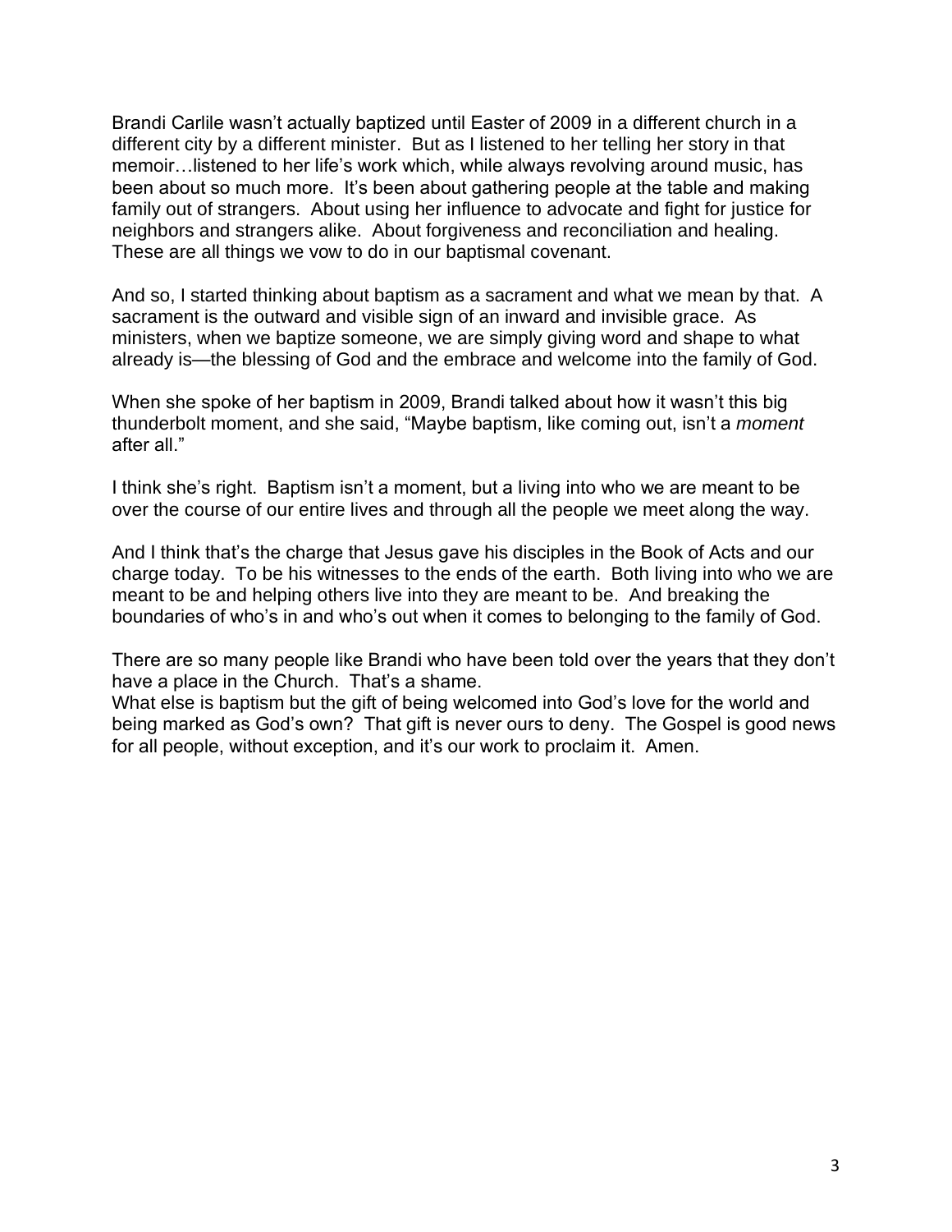Brandi Carlile wasn't actually baptized until Easter of 2009 in a different church in a different city by a different minister. But as I listened to her telling her story in that memoir…listened to her life's work which, while always revolving around music, has been about so much more. It's been about gathering people at the table and making family out of strangers. About using her influence to advocate and fight for justice for neighbors and strangers alike. About forgiveness and reconciliation and healing. These are all things we vow to do in our baptismal covenant.

And so, I started thinking about baptism as a sacrament and what we mean by that. A sacrament is the outward and visible sign of an inward and invisible grace. As ministers, when we baptize someone, we are simply giving word and shape to what already is—the blessing of God and the embrace and welcome into the family of God.

When she spoke of her baptism in 2009, Brandi talked about how it wasn't this big thunderbolt moment, and she said, "Maybe baptism, like coming out, isn't a *moment* after all."

I think she's right. Baptism isn't a moment, but a living into who we are meant to be over the course of our entire lives and through all the people we meet along the way.

And I think that's the charge that Jesus gave his disciples in the Book of Acts and our charge today. To be his witnesses to the ends of the earth. Both living into who we are meant to be and helping others live into they are meant to be. And breaking the boundaries of who's in and who's out when it comes to belonging to the family of God.

There are so many people like Brandi who have been told over the years that they don't have a place in the Church. That's a shame.
What else is baptism but the gift of being welcomed into God's love for the world and being marked as God's own? That gift is never ours to deny. The Gospel is good news for all people, without exception, and it's our work to proclaim it. Amen.